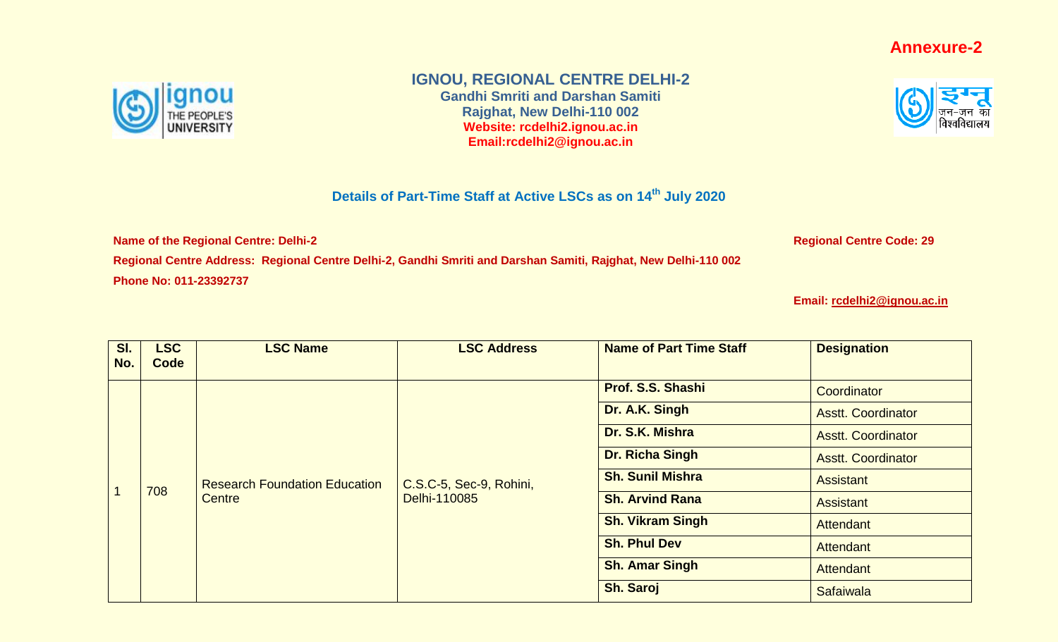**Annexure-2**

# IGNOU, REGIONAL CENTRE DELHI-2

**Gandhi Smriti and Darshan Samiti**
**Rajghat, New Delhi-110 002**
**Website: rcdelhi2.ignou.ac.in**
**Email:rcdelhi2@ignou.ac.in**

## Details of Part-Time Staff at Active LSCs as on 14th July 2020

**Name of the Regional Centre: Delhi-2** **Regional Centre Code: 29**

**Regional Centre Address: Regional Centre Delhi-2, Gandhi Smriti and Darshan Samiti, Rajghat, New Delhi-110 002**

**Phone No: 011-23392737**

**Email: rcdelhi2@ignou.ac.in**

| Sl. No. | LSC Code | LSC Name | LSC Address | Name of Part Time Staff | Designation |
|---|---|---|---|---|---|
| 1 | 708 | Research Foundation Education Centre | C.S.C-5, Sec-9, Rohini, Delhi-110085 | **Prof. S.S. Shashi** | Coordinator |
| | | | | **Dr. A.K. Singh** | Asstt. Coordinator |
| | | | | **Dr. S.K. Mishra** | Asstt. Coordinator |
| | | | | **Dr. Richa Singh** | Asstt. Coordinator |
| | | | | **Sh. Sunil Mishra** | Assistant |
| | | | | **Sh. Arvind Rana** | Assistant |
| | | | | **Sh. Vikram Singh** | Attendant |
| | | | | **Sh. Phul Dev** | Attendant |
| | | | | **Sh. Amar Singh** | Attendant |
| | | | | **Sh. Saroj** | Safaiwala |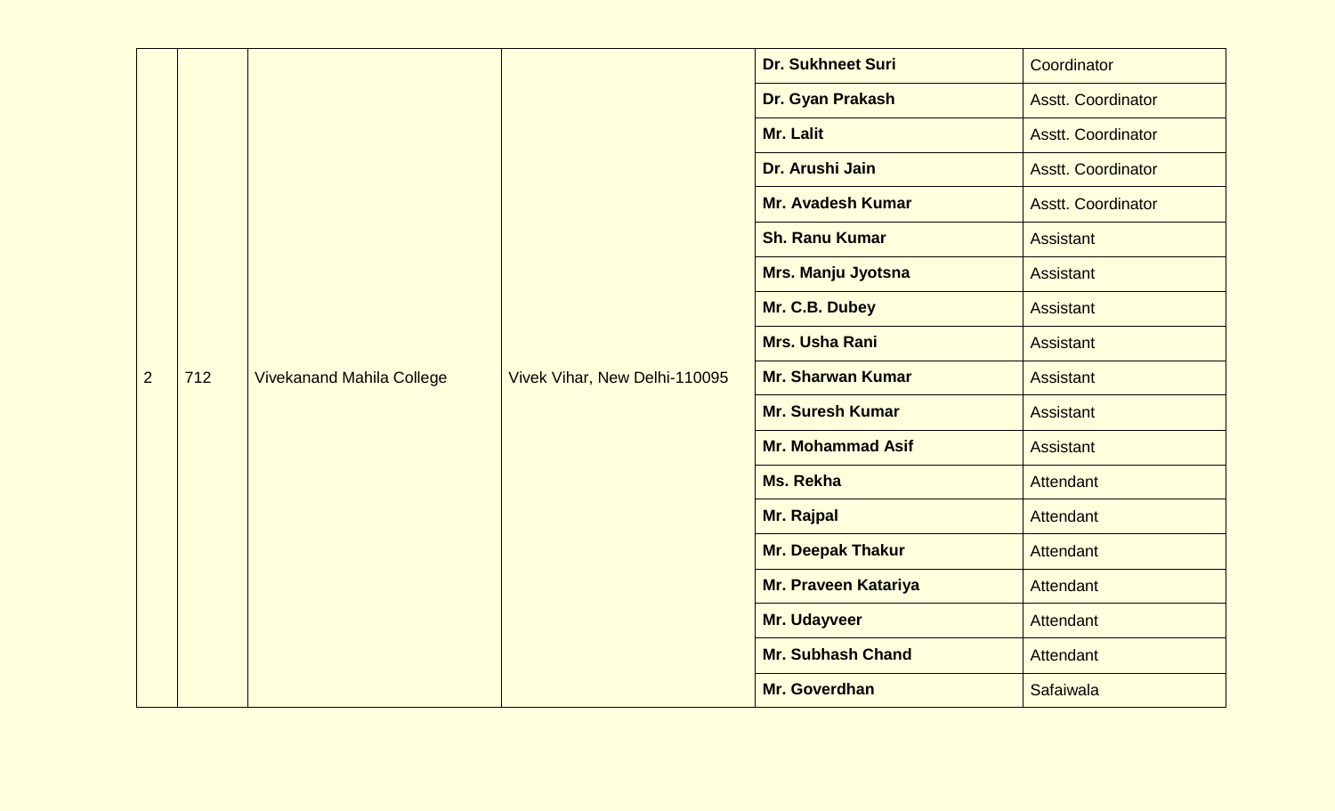| | | | | | |
|---|---|---|---|---|---|
| 2 | 712 | Vivekanand Mahila College | Vivek Vihar, New Delhi-110095 | **Dr. Sukhneet Suri** | Coordinator |
| | | | | **Dr. Gyan Prakash** | Asstt. Coordinator |
| | | | | **Mr. Lalit** | Asstt. Coordinator |
| | | | | **Dr. Arushi Jain** | Asstt. Coordinator |
| | | | | **Mr. Avadesh Kumar** | Asstt. Coordinator |
| | | | | **Sh. Ranu Kumar** | Assistant |
| | | | | **Mrs. Manju Jyotsna** | Assistant |
| | | | | **Mr. C.B. Dubey** | Assistant |
| | | | | **Mrs. Usha Rani** | Assistant |
| | | | | **Mr. Sharwan Kumar** | Assistant |
| | | | | **Mr. Suresh Kumar** | Assistant |
| | | | | **Mr. Mohammad Asif** | Assistant |
| | | | | **Ms. Rekha** | Attendant |
| | | | | **Mr. Rajpal** | Attendant |
| | | | | **Mr. Deepak Thakur** | Attendant |
| | | | | **Mr. Praveen Katariya** | Attendant |
| | | | | **Mr. Udayveer** | Attendant |
| | | | | **Mr. Subhash Chand** | Attendant |
| | | | | **Mr. Goverdhan** | Safaiwala |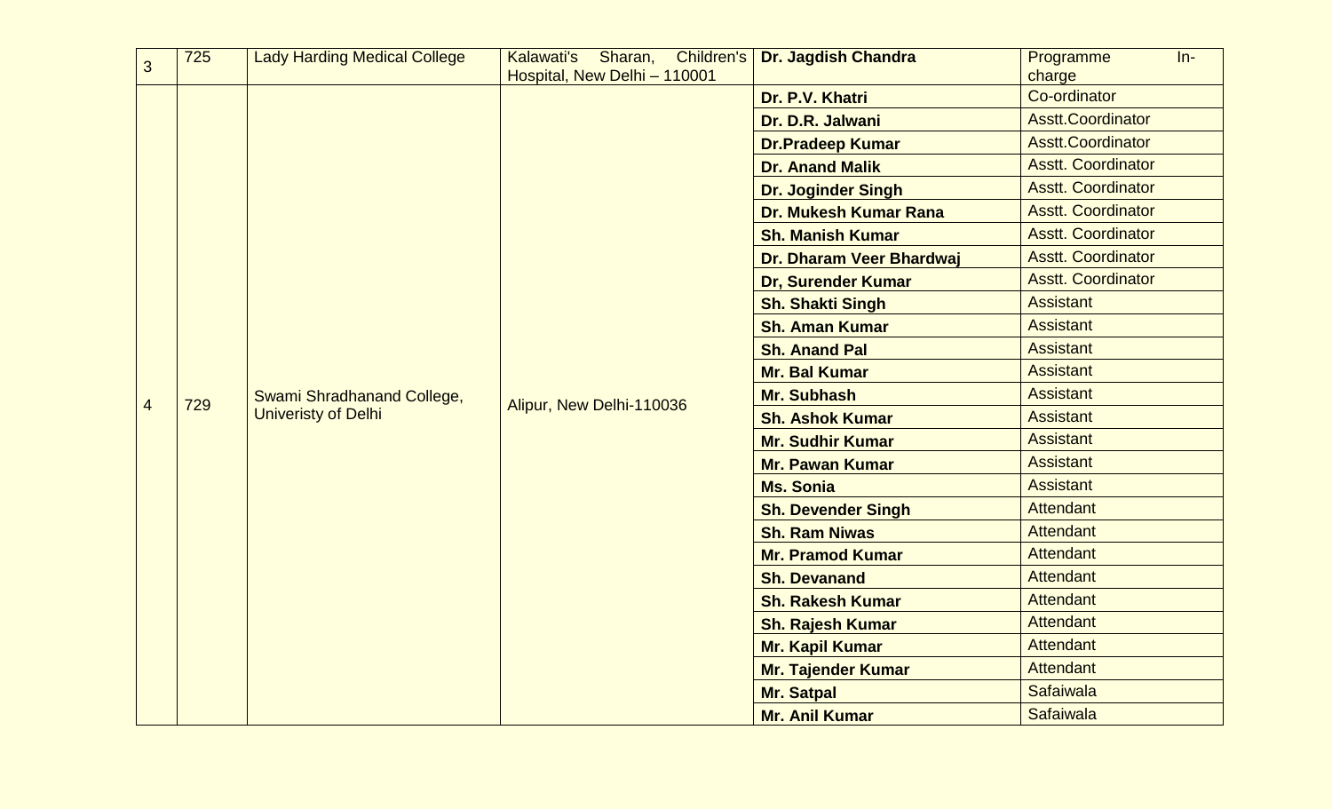| 3 | 725 | Lady Harding Medical College | Kalawati's Sharan, Children's Hospital, New Delhi – 110001 | **Dr. Jagdish Chandra** | Programme In-charge |
|---|---|---|---|---|---|
| 4 | 729 | Swami Shradhanand College, Univeristy of Delhi | Alipur, New Delhi-110036 | **Dr. P.V. Khatri** | Co-ordinator |
| | | | | **Dr. D.R. Jalwani** | Asstt.Coordinator |
| | | | | **Dr.Pradeep Kumar** | Asstt.Coordinator |
| | | | | **Dr. Anand Malik** | Asstt. Coordinator |
| | | | | **Dr. Joginder Singh** | Asstt. Coordinator |
| | | | | **Dr. Mukesh Kumar Rana** | Asstt. Coordinator |
| | | | | **Sh. Manish Kumar** | Asstt. Coordinator |
| | | | | **Dr. Dharam Veer Bhardwaj** | Asstt. Coordinator |
| | | | | **Dr, Surender Kumar** | Asstt. Coordinator |
| | | | | **Sh. Shakti Singh** | Assistant |
| | | | | **Sh. Aman Kumar** | Assistant |
| | | | | **Sh. Anand Pal** | Assistant |
| | | | | **Mr. Bal Kumar** | Assistant |
| | | | | **Mr. Subhash** | Assistant |
| | | | | **Sh. Ashok Kumar** | Assistant |
| | | | | **Mr. Sudhir Kumar** | Assistant |
| | | | | **Mr. Pawan Kumar** | Assistant |
| | | | | **Ms. Sonia** | Assistant |
| | | | | **Sh. Devender Singh** | Attendant |
| | | | | **Sh. Ram Niwas** | Attendant |
| | | | | **Mr. Pramod Kumar** | Attendant |
| | | | | **Sh. Devanand** | Attendant |
| | | | | **Sh. Rakesh Kumar** | Attendant |
| | | | | **Sh. Rajesh Kumar** | Attendant |
| | | | | **Mr. Kapil Kumar** | Attendant |
| | | | | **Mr. Tajender Kumar** | Attendant |
| | | | | **Mr. Satpal** | Safaiwala |
| | | | | **Mr. Anil Kumar** | Safaiwala |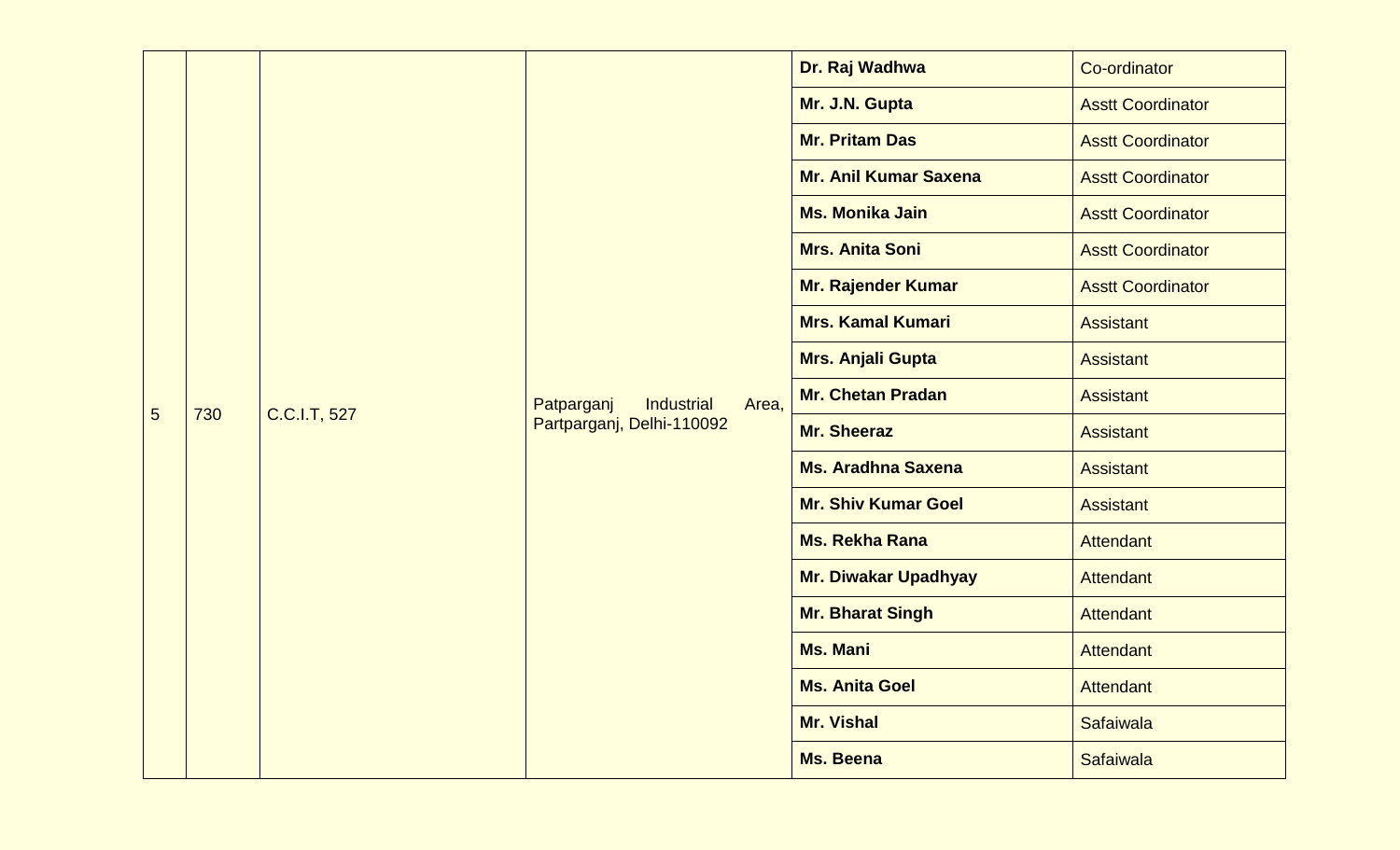| | | | | | |
|---|---|---|---|---|---|
| 5 | 730 | C.C.I.T, 527 | Patparganj Industrial Area, Partparganj, Delhi-110092 | **Dr. Raj Wadhwa** | Co-ordinator |
| | | | | **Mr. J.N. Gupta** | Asstt Coordinator |
| | | | | **Mr. Pritam Das** | Asstt Coordinator |
| | | | | **Mr. Anil Kumar Saxena** | Asstt Coordinator |
| | | | | **Ms. Monika Jain** | Asstt Coordinator |
| | | | | **Mrs. Anita Soni** | Asstt Coordinator |
| | | | | **Mr. Rajender Kumar** | Asstt Coordinator |
| | | | | **Mrs. Kamal Kumari** | Assistant |
| | | | | **Mrs. Anjali Gupta** | Assistant |
| | | | | **Mr. Chetan Pradan** | Assistant |
| | | | | **Mr. Sheeraz** | Assistant |
| | | | | **Ms. Aradhna Saxena** | Assistant |
| | | | | **Mr. Shiv Kumar Goel** | Assistant |
| | | | | **Ms. Rekha Rana** | Attendant |
| | | | | **Mr. Diwakar Upadhyay** | Attendant |
| | | | | **Mr. Bharat Singh** | Attendant |
| | | | | **Ms. Mani** | Attendant |
| | | | | **Ms. Anita Goel** | Attendant |
| | | | | **Mr. Vishal** | Safaiwala |
| | | | | **Ms. Beena** | Safaiwala |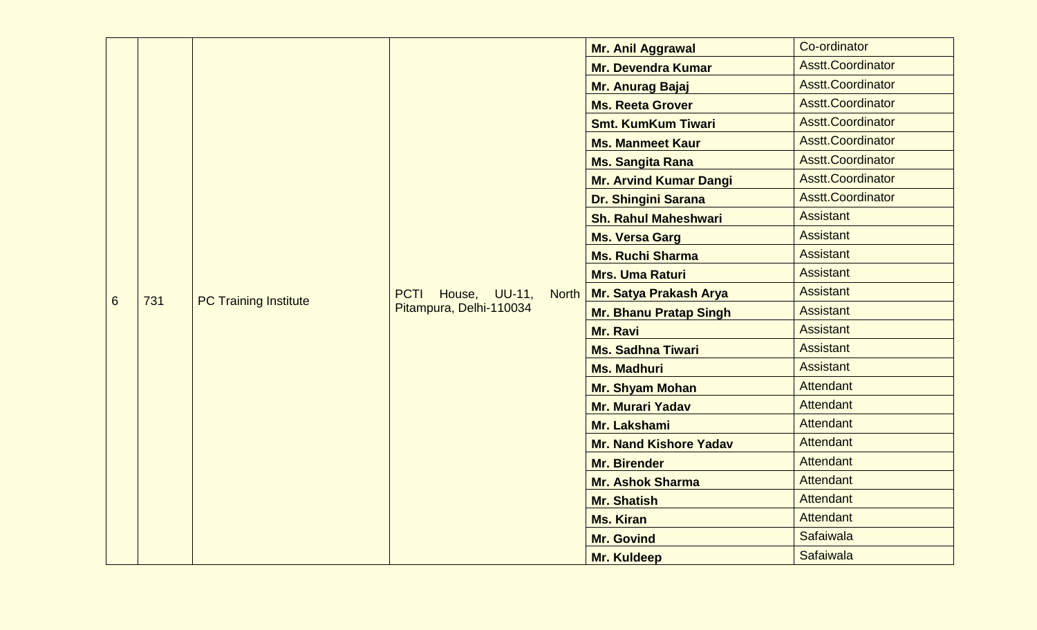| 6 | 731 | PC Training Institute | PCTI House, UU-11, North Pitampura, Delhi-110034 | **Mr. Anil Aggrawal** | Co-ordinator |
|---|---|---|---|---|---|
| | | | | **Mr. Devendra Kumar** | Asstt.Coordinator |
| | | | | **Mr. Anurag Bajaj** | Asstt.Coordinator |
| | | | | **Ms. Reeta Grover** | Asstt.Coordinator |
| | | | | **Smt. KumKum Tiwari** | Asstt.Coordinator |
| | | | | **Ms. Manmeet Kaur** | Asstt.Coordinator |
| | | | | **Ms. Sangita Rana** | Asstt.Coordinator |
| | | | | **Mr. Arvind Kumar Dangi** | Asstt.Coordinator |
| | | | | **Dr. Shingini Sarana** | Asstt.Coordinator |
| | | | | **Sh. Rahul Maheshwari** | Assistant |
| | | | | **Ms. Versa Garg** | Assistant |
| | | | | **Ms. Ruchi Sharma** | Assistant |
| | | | | **Mrs. Uma Raturi** | Assistant |
| | | | | **Mr. Satya Prakash Arya** | Assistant |
| | | | | **Mr. Bhanu Pratap Singh** | Assistant |
| | | | | **Mr. Ravi** | Assistant |
| | | | | **Ms. Sadhna Tiwari** | Assistant |
| | | | | **Ms. Madhuri** | Assistant |
| | | | | **Mr. Shyam Mohan** | Attendant |
| | | | | **Mr. Murari Yadav** | Attendant |
| | | | | **Mr. Lakshami** | Attendant |
| | | | | **Mr. Nand Kishore Yadav** | Attendant |
| | | | | **Mr. Birender** | Attendant |
| | | | | **Mr. Ashok Sharma** | Attendant |
| | | | | **Mr. Shatish** | Attendant |
| | | | | **Ms. Kiran** | Attendant |
| | | | | **Mr. Govind** | Safaiwala |
| | | | | **Mr. Kuldeep** | Safaiwala |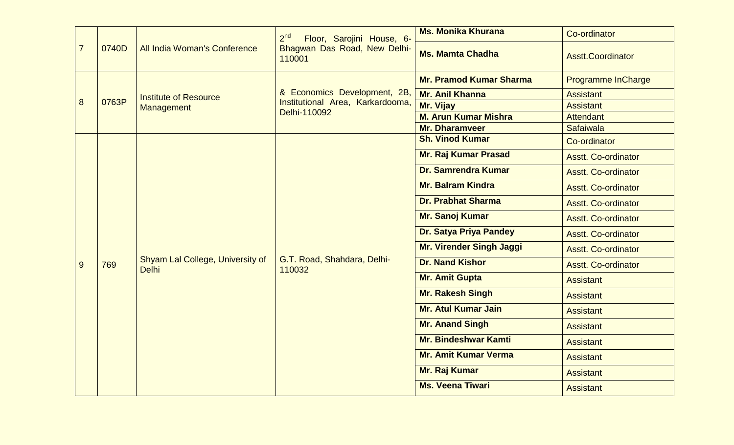| 7 | 0740D | All India Woman's Conference | 2nd Floor, Sarojini House, 6-Bhagwan Das Road, New Delhi-110001 | Ms. Monika Khurana | Co-ordinator |
|---|---|---|---|---|---|
| | | | | Ms. Mamta Chadha | Asstt.Coordinator |
| 8 | 0763P | Institute of Resource Management | & Economics Development, 2B, Institutional Area, Karkardooma, Delhi-110092 | Mr. Pramod Kumar Sharma | Programme InCharge |
| | | | | Mr. Anil Khanna | Assistant |
| | | | | Mr. Vijay | Assistant |
| | | | | M. Arun Kumar Mishra | Attendant |
| | | | | Mr. Dharamveer | Safaiwala |
| 9 | 769 | Shyam Lal College, University of Delhi | G.T. Road, Shahdara, Delhi-110032 | Sh. Vinod Kumar | Co-ordinator |
| | | | | Mr. Raj Kumar Prasad | Asstt. Co-ordinator |
| | | | | Dr. Samrendra Kumar | Asstt. Co-ordinator |
| | | | | Mr. Balram Kindra | Asstt. Co-ordinator |
| | | | | Dr. Prabhat Sharma | Asstt. Co-ordinator |
| | | | | Mr. Sanoj Kumar | Asstt. Co-ordinator |
| | | | | Dr. Satya Priya Pandey | Asstt. Co-ordinator |
| | | | | Mr. Virender Singh Jaggi | Asstt. Co-ordinator |
| | | | | Dr. Nand Kishor | Asstt. Co-ordinator |
| | | | | Mr. Amit Gupta | Assistant |
| | | | | Mr. Rakesh Singh | Assistant |
| | | | | Mr. Atul Kumar Jain | Assistant |
| | | | | Mr. Anand Singh | Assistant |
| | | | | Mr. Bindeshwar Kamti | Assistant |
| | | | | Mr. Amit Kumar Verma | Assistant |
| | | | | Mr. Raj Kumar | Assistant |
| | | | | Ms. Veena Tiwari | Assistant |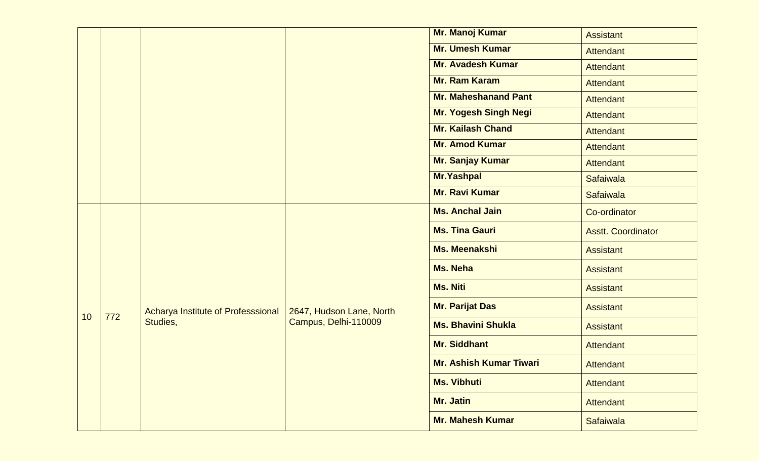| | | | | | |
|---|---|---|---|---|---|
| | | | | **Mr. Manoj Kumar** | Assistant |
| | | | | **Mr. Umesh Kumar** | Attendant |
| | | | | **Mr. Avadesh Kumar** | Attendant |
| | | | | **Mr. Ram Karam** | Attendant |
| | | | | **Mr. Maheshanand Pant** | Attendant |
| | | | | **Mr. Yogesh Singh Negi** | Attendant |
| | | | | **Mr. Kailash Chand** | Attendant |
| | | | | **Mr. Amod Kumar** | Attendant |
| | | | | **Mr. Sanjay Kumar** | Attendant |
| | | | | **Mr.Yashpal** | Safaiwala |
| | | | | **Mr. Ravi Kumar** | Safaiwala |
| 10 | 772 | Acharya Institute of Professsional Studies, | 2647, Hudson Lane, North Campus, Delhi-110009 | **Ms. Anchal Jain** | Co-ordinator |
| | | | | **Ms. Tina Gauri** | Asstt. Coordinator |
| | | | | **Ms. Meenakshi** | Assistant |
| | | | | **Ms. Neha** | Assistant |
| | | | | **Ms. Niti** | Assistant |
| | | | | **Mr. Parijat Das** | Assistant |
| | | | | **Ms. Bhavini Shukla** | Assistant |
| | | | | **Mr. Siddhant** | Attendant |
| | | | | **Mr. Ashish Kumar Tiwari** | Attendant |
| | | | | **Ms. Vibhuti** | Attendant |
| | | | | **Mr. Jatin** | Attendant |
| | | | | **Mr. Mahesh Kumar** | Safaiwala |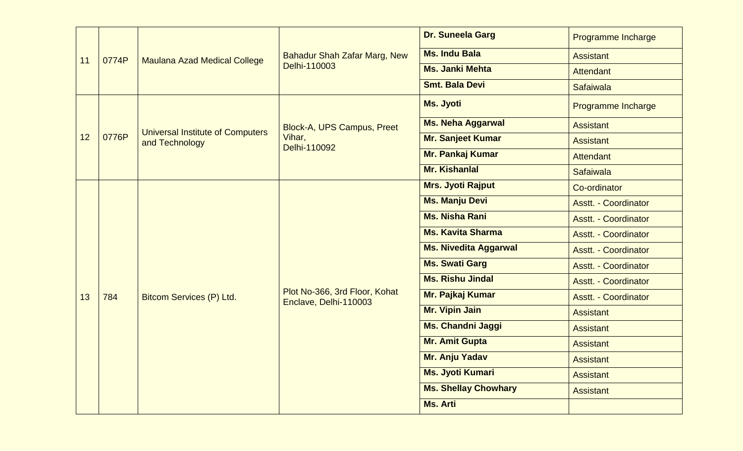| | | | | | |
|---|---|---|---|---|---|
| 11 | 0774P | Maulana Azad Medical College | Bahadur Shah Zafar Marg, New Delhi-110003 | **Dr. Suneela Garg** | Programme Incharge |
| | | | | **Ms. Indu Bala** | Assistant |
| | | | | **Ms. Janki Mehta** | Attendant |
| | | | | **Smt. Bala Devi** | Safaiwala |
| 12 | 0776P | Universal Institute of Computers and Technology | Block-A, UPS Campus, Preet Vihar, Delhi-110092 | **Ms. Jyoti** | Programme Incharge |
| | | | | **Ms. Neha Aggarwal** | Assistant |
| | | | | **Mr. Sanjeet Kumar** | Assistant |
| | | | | **Mr. Pankaj Kumar** | Attendant |
| | | | | **Mr. Kishanlal** | Safaiwala |
| 13 | 784 | Bitcom Services (P) Ltd. | Plot No-366, 3rd Floor, Kohat Enclave, Delhi-110003 | **Mrs. Jyoti Rajput** | Co-ordinator |
| | | | | **Ms. Manju Devi** | Asstt. - Coordinator |
| | | | | **Ms. Nisha Rani** | Asstt. - Coordinator |
| | | | | **Ms. Kavita Sharma** | Asstt. - Coordinator |
| | | | | **Ms. Nivedita Aggarwal** | Asstt. - Coordinator |
| | | | | **Ms. Swati Garg** | Asstt. - Coordinator |
| | | | | **Ms. Rishu Jindal** | Asstt. - Coordinator |
| | | | | **Mr. Pajkaj Kumar** | Asstt. - Coordinator |
| | | | | **Mr. Vipin Jain** | Assistant |
| | | | | **Ms. Chandni Jaggi** | Assistant |
| | | | | **Mr. Amit Gupta** | Assistant |
| | | | | **Mr. Anju Yadav** | Assistant |
| | | | | **Ms. Jyoti Kumari** | Assistant |
| | | | | **Ms. Shellay Chowhary** | Assistant |
| | | | | **Ms. Arti** | |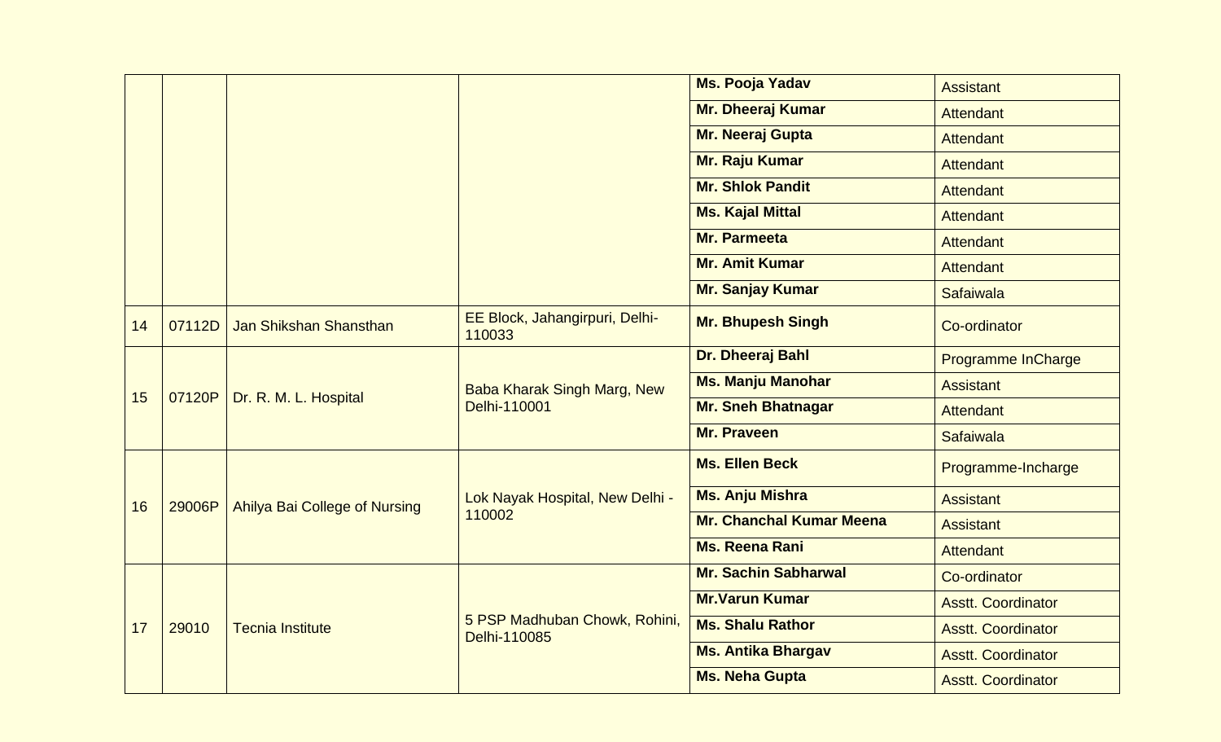| | | | | | |
|---|---|---|---|---|---|
| | | | | **Ms. Pooja Yadav** | Assistant |
| | | | | **Mr. Dheeraj Kumar** | Attendant |
| | | | | **Mr. Neeraj Gupta** | Attendant |
| | | | | **Mr. Raju Kumar** | Attendant |
| | | | | **Mr. Shlok Pandit** | Attendant |
| | | | | **Ms. Kajal Mittal** | Attendant |
| | | | | **Mr. Parmeeta** | Attendant |
| | | | | **Mr. Amit Kumar** | Attendant |
| | | | | **Mr. Sanjay Kumar** | Safaiwala |
| 14 | 07112D | Jan Shikshan Shansthan | EE Block, Jahangirpuri, Delhi-110033 | **Mr. Bhupesh Singh** | Co-ordinator |
| 15 | 07120P | Dr. R. M. L. Hospital | Baba Kharak Singh Marg, New Delhi-110001 | **Dr. Dheeraj Bahl** | Programme InCharge |
| | | | | **Ms. Manju Manohar** | Assistant |
| | | | | **Mr. Sneh Bhatnagar** | Attendant |
| | | | | **Mr. Praveen** | Safaiwala |
| 16 | 29006P | Ahilya Bai College of Nursing | Lok Nayak Hospital, New Delhi - 110002 | **Ms. Ellen Beck** | Programme-Incharge |
| | | | | **Ms. Anju Mishra** | Assistant |
| | | | | **Mr. Chanchal Kumar Meena** | Assistant |
| | | | | **Ms. Reena Rani** | Attendant |
| 17 | 29010 | Tecnia Institute | 5 PSP Madhuban Chowk, Rohini, Delhi-110085 | **Mr. Sachin Sabharwal** | Co-ordinator |
| | | | | **Mr.Varun Kumar** | Asstt. Coordinator |
| | | | | **Ms. Shalu Rathor** | Asstt. Coordinator |
| | | | | **Ms. Antika Bhargav** | Asstt. Coordinator |
| | | | | **Ms. Neha Gupta** | Asstt. Coordinator |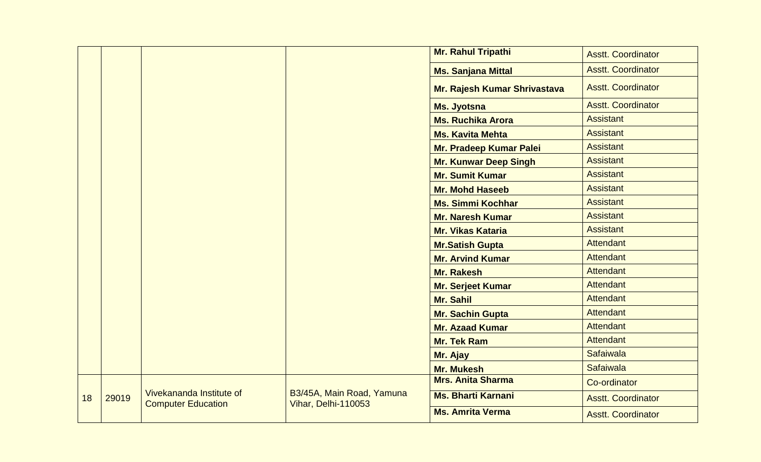| | | | | | |
|---|---|---|---|---|---|
| | | | | **Mr. Rahul Tripathi** | Asstt. Coordinator |
| | | | | **Ms. Sanjana Mittal** | Asstt. Coordinator |
| | | | | **Mr. Rajesh Kumar Shrivastava** | Asstt. Coordinator |
| | | | | **Ms. Jyotsna** | Asstt. Coordinator |
| | | | | **Ms. Ruchika Arora** | Assistant |
| | | | | **Ms. Kavita Mehta** | Assistant |
| | | | | **Mr. Pradeep Kumar Palei** | Assistant |
| | | | | **Mr. Kunwar Deep Singh** | Assistant |
| | | | | **Mr. Sumit Kumar** | Assistant |
| | | | | **Mr. Mohd Haseeb** | Assistant |
| | | | | **Ms. Simmi Kochhar** | Assistant |
| | | | | **Mr. Naresh Kumar** | Assistant |
| | | | | **Mr. Vikas Kataria** | Assistant |
| | | | | **Mr.Satish Gupta** | Attendant |
| | | | | **Mr. Arvind Kumar** | Attendant |
| | | | | **Mr. Rakesh** | Attendant |
| | | | | **Mr. Serjeet Kumar** | Attendant |
| | | | | **Mr. Sahil** | Attendant |
| | | | | **Mr. Sachin Gupta** | Attendant |
| | | | | **Mr. Azaad Kumar** | Attendant |
| | | | | **Mr. Tek Ram** | Attendant |
| | | | | **Mr. Ajay** | Safaiwala |
| | | | | **Mr. Mukesh** | Safaiwala |
| 18 | 29019 | Vivekananda Institute of Computer Education | B3/45A, Main Road, Yamuna Vihar, Delhi-110053 | **Mrs. Anita Sharma** | Co-ordinator |
| | | | | **Ms. Bharti Karnani** | Asstt. Coordinator |
| | | | | **Ms. Amrita Verma** | Asstt. Coordinator |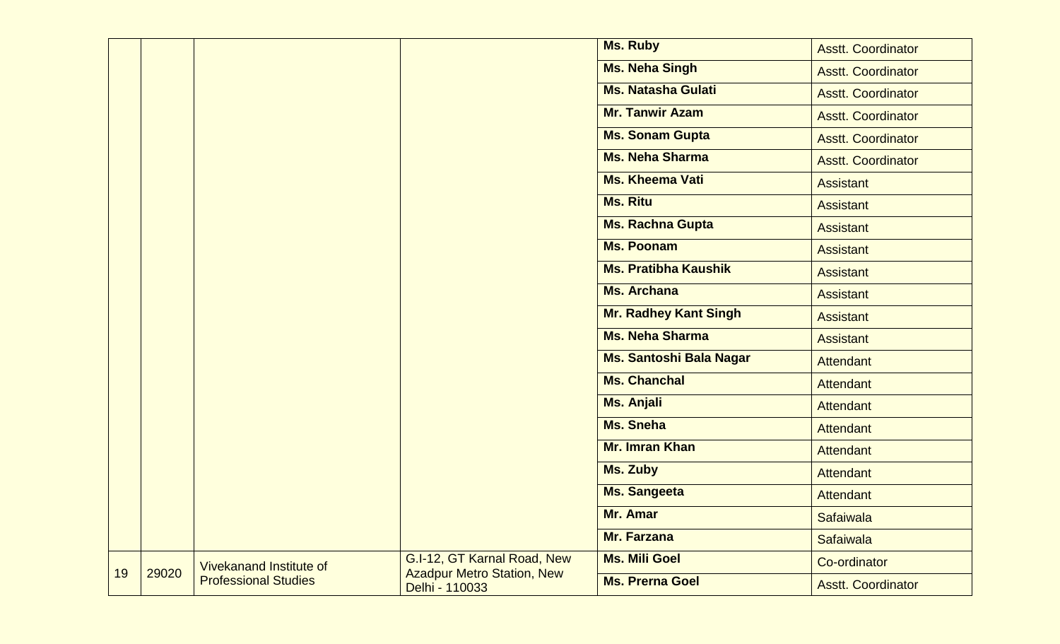| | | | | | |
|---|---|---|---|---|---|
| | | | | **Ms. Ruby** | Asstt. Coordinator |
| | | | | **Ms. Neha Singh** | Asstt. Coordinator |
| | | | | **Ms. Natasha Gulati** | Asstt. Coordinator |
| | | | | **Mr. Tanwir Azam** | Asstt. Coordinator |
| | | | | **Ms. Sonam Gupta** | Asstt. Coordinator |
| | | | | **Ms. Neha Sharma** | Asstt. Coordinator |
| | | | | **Ms. Kheema Vati** | Assistant |
| | | | | **Ms. Ritu** | Assistant |
| | | | | **Ms. Rachna Gupta** | Assistant |
| | | | | **Ms. Poonam** | Assistant |
| | | | | **Ms. Pratibha Kaushik** | Assistant |
| | | | | **Ms. Archana** | Assistant |
| | | | | **Mr. Radhey Kant Singh** | Assistant |
| | | | | **Ms. Neha Sharma** | Assistant |
| | | | | **Ms. Santoshi Bala Nagar** | Attendant |
| | | | | **Ms. Chanchal** | Attendant |
| | | | | **Ms. Anjali** | Attendant |
| | | | | **Ms. Sneha** | Attendant |
| | | | | **Mr. Imran Khan** | Attendant |
| | | | | **Ms. Zuby** | Attendant |
| | | | | **Ms. Sangeeta** | Attendant |
| | | | | **Mr. Amar** | Safaiwala |
| | | | | **Mr. Farzana** | Safaiwala |
| 19 | 29020 | Vivekanand Institute of Professional Studies | G.I-12, GT Karnal Road, New Azadpur Metro Station, New Delhi - 110033 | **Ms. Mili Goel** | Co-ordinator |
| | | | | **Ms. Prerna Goel** | Asstt. Coordinator |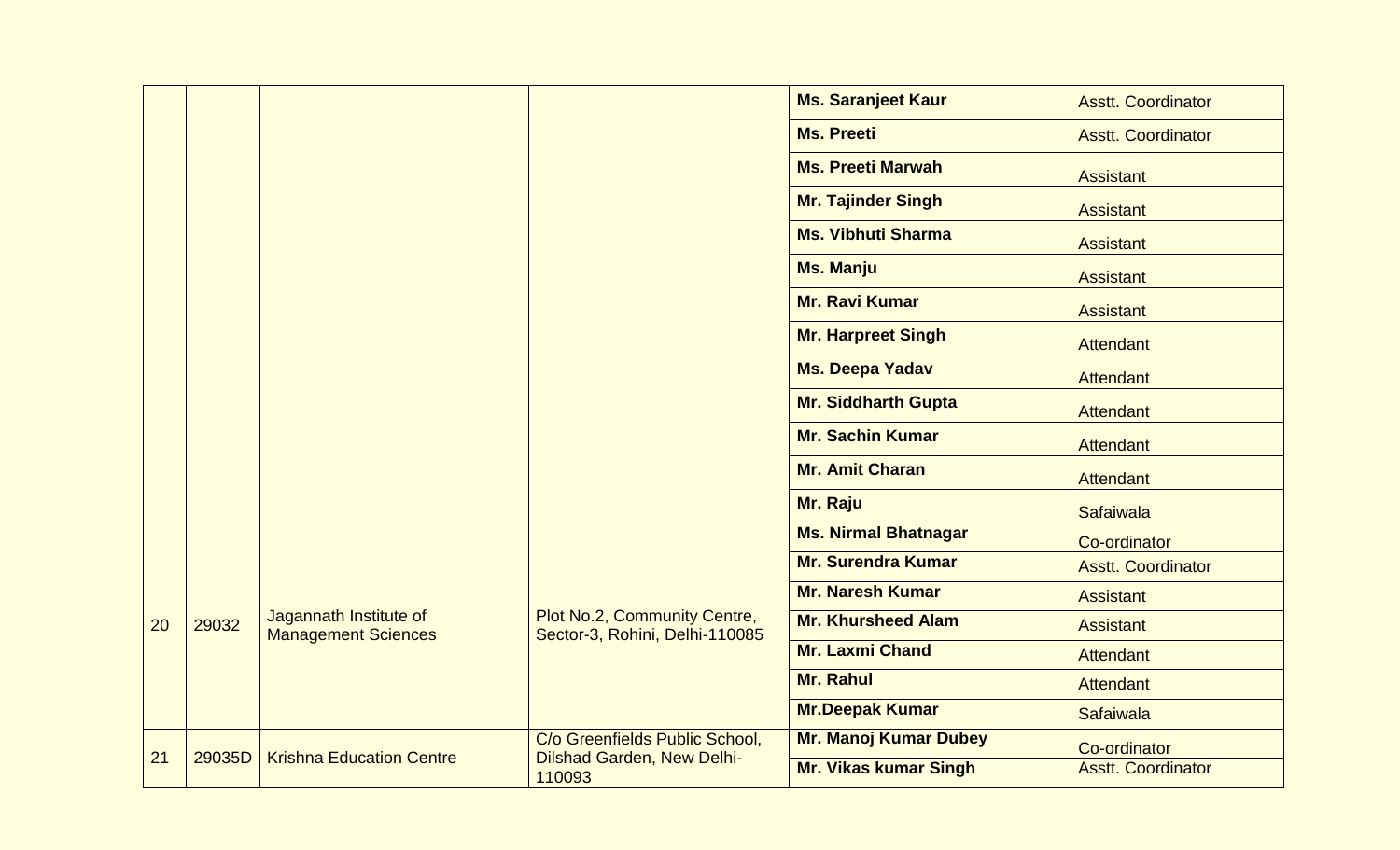| | | | | Ms. Saranjeet Kaur | Asstt. Coordinator |
|---|---|---|---|---|---|
| | | | | Ms. Preeti | Asstt. Coordinator |
| | | | | Ms. Preeti Marwah | Assistant |
| | | | | Mr. Tajinder Singh | Assistant |
| | | | | Ms. Vibhuti Sharma | Assistant |
| | | | | Ms. Manju | Assistant |
| | | | | Mr. Ravi Kumar | Assistant |
| | | | | Mr. Harpreet Singh | Attendant |
| | | | | Ms. Deepa Yadav | Attendant |
| | | | | Mr. Siddharth Gupta | Attendant |
| | | | | Mr. Sachin Kumar | Attendant |
| | | | | Mr. Amit Charan | Attendant |
| | | | | Mr. Raju | Safaiwala |
| 20 | 29032 | Jagannath Institute of Management Sciences | Plot No.2, Community Centre, Sector-3, Rohini, Delhi-110085 | Ms. Nirmal Bhatnagar | Co-ordinator |
| | | | | Mr. Surendra Kumar | Asstt. Coordinator |
| | | | | Mr. Naresh Kumar | Assistant |
| | | | | Mr. Khursheed Alam | Assistant |
| | | | | Mr. Laxmi Chand | Attendant |
| | | | | Mr. Rahul | Attendant |
| | | | | Mr.Deepak Kumar | Safaiwala |
| 21 | 29035D | Krishna Education Centre | C/o Greenfields Public School, Dilshad Garden, New Delhi-110093 | Mr. Manoj Kumar Dubey | Co-ordinator |
| | | | | Mr. Vikas kumar Singh | Asstt. Coordinator |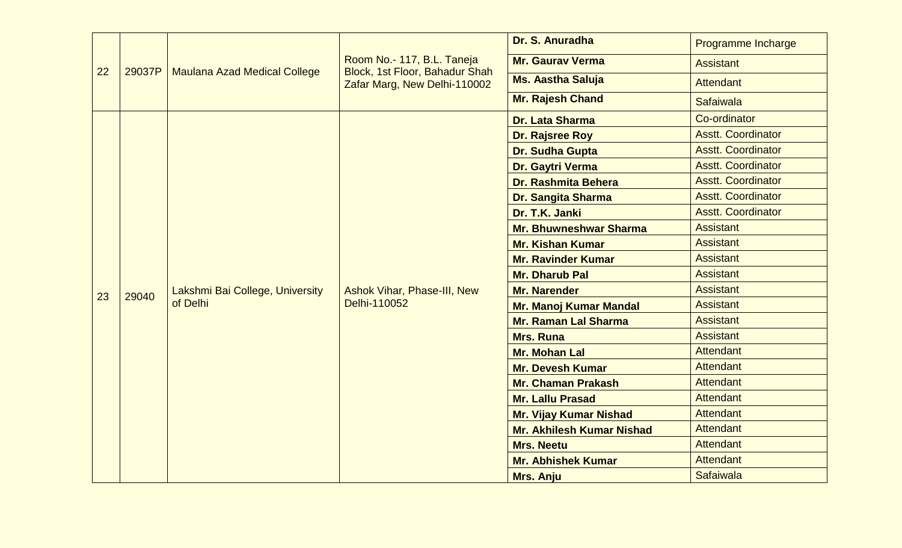| 22 | 29037P | Maulana Azad Medical College | Room No.- 117, B.L. Taneja Block, 1st Floor, Bahadur Shah Zafar Marg, New Delhi-110002 | **Dr. S. Anuradha** | Programme Incharge |
|---|---|---|---|---|---|
| | | | | **Mr. Gaurav Verma** | Assistant |
| | | | | **Ms. Aastha Saluja** | Attendant |
| | | | | **Mr. Rajesh Chand** | Safaiwala |
| 23 | 29040 | Lakshmi Bai College, University of Delhi | Ashok Vihar, Phase-III, New Delhi-110052 | **Dr. Lata Sharma** | Co-ordinator |
| | | | | **Dr. Rajsree Roy** | Asstt. Coordinator |
| | | | | **Dr. Sudha Gupta** | Asstt. Coordinator |
| | | | | **Dr. Gaytri Verma** | Asstt. Coordinator |
| | | | | **Dr. Rashmita Behera** | Asstt. Coordinator |
| | | | | **Dr. Sangita Sharma** | Asstt. Coordinator |
| | | | | **Dr. T.K. Janki** | Asstt. Coordinator |
| | | | | **Mr. Bhuwneshwar Sharma** | Assistant |
| | | | | **Mr. Kishan Kumar** | Assistant |
| | | | | **Mr. Ravinder Kumar** | Assistant |
| | | | | **Mr. Dharub Pal** | Assistant |
| | | | | **Mr. Narender** | Assistant |
| | | | | **Mr. Manoj Kumar Mandal** | Assistant |
| | | | | **Mr. Raman Lal Sharma** | Assistant |
| | | | | **Mrs. Runa** | Assistant |
| | | | | **Mr. Mohan Lal** | Attendant |
| | | | | **Mr. Devesh Kumar** | Attendant |
| | | | | **Mr. Chaman Prakash** | Attendant |
| | | | | **Mr. Lallu Prasad** | Attendant |
| | | | | **Mr. Vijay Kumar Nishad** | Attendant |
| | | | | **Mr. Akhilesh Kumar Nishad** | Attendant |
| | | | | **Mrs. Neetu** | Attendant |
| | | | | **Mr. Abhishek Kumar** | Attendant |
| | | | | **Mrs. Anju** | Safaiwala |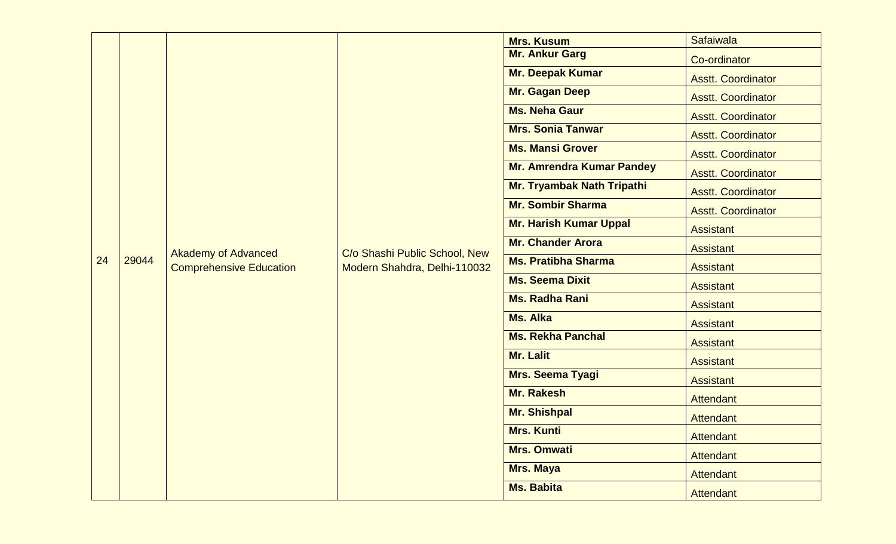| | | | | | |
|---|---|---|---|---|---|
| 24 | 29044 | Akademy of Advanced Comprehensive Education | C/o Shashi Public School, New Modern Shahdra, Delhi-110032 | **Mrs. Kusum** | Safaiwala |
| | | | | **Mr. Ankur Garg** | Co-ordinator |
| | | | | **Mr. Deepak Kumar** | Asstt. Coordinator |
| | | | | **Mr. Gagan Deep** | Asstt. Coordinator |
| | | | | **Ms. Neha Gaur** | Asstt. Coordinator |
| | | | | **Mrs. Sonia Tanwar** | Asstt. Coordinator |
| | | | | **Ms. Mansi Grover** | Asstt. Coordinator |
| | | | | **Mr. Amrendra Kumar Pandey** | Asstt. Coordinator |
| | | | | **Mr. Tryambak Nath Tripathi** | Asstt. Coordinator |
| | | | | **Mr. Sombir Sharma** | Asstt. Coordinator |
| | | | | **Mr. Harish Kumar Uppal** | Assistant |
| | | | | **Mr. Chander Arora** | Assistant |
| | | | | **Ms. Pratibha Sharma** | Assistant |
| | | | | **Ms. Seema Dixit** | Assistant |
| | | | | **Ms. Radha Rani** | Assistant |
| | | | | **Ms. Alka** | Assistant |
| | | | | **Ms. Rekha Panchal** | Assistant |
| | | | | **Mr. Lalit** | Assistant |
| | | | | **Mrs. Seema Tyagi** | Assistant |
| | | | | **Mr. Rakesh** | Attendant |
| | | | | **Mr. Shishpal** | Attendant |
| | | | | **Mrs. Kunti** | Attendant |
| | | | | **Mrs. Omwati** | Attendant |
| | | | | **Mrs. Maya** | Attendant |
| | | | | **Ms. Babita** | Attendant |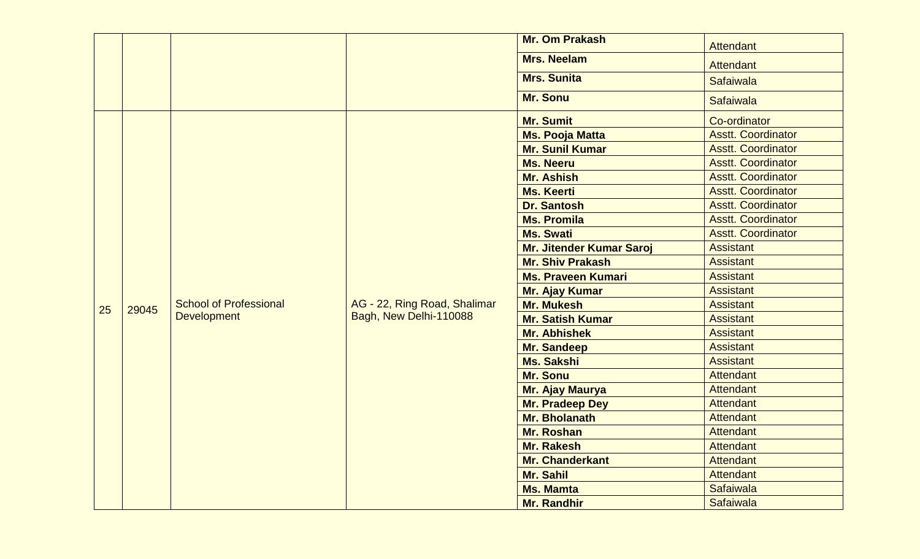| | | | | | |
|---|---|---|---|---|---|
| | | | | **Mr. Om Prakash** | Attendant |
| | | | | **Mrs. Neelam** | Attendant |
| | | | | **Mrs. Sunita** | Safaiwala |
| | | | | **Mr. Sonu** | Safaiwala |
| 25 | 29045 | School of Professional Development | AG - 22, Ring Road, Shalimar Bagh, New Delhi-110088 | **Mr. Sumit** | Co-ordinator |
| | | | | **Ms. Pooja Matta** | Asstt. Coordinator |
| | | | | **Mr. Sunil Kumar** | Asstt. Coordinator |
| | | | | **Ms. Neeru** | Asstt. Coordinator |
| | | | | **Mr. Ashish** | Asstt. Coordinator |
| | | | | **Ms. Keerti** | Asstt. Coordinator |
| | | | | **Dr. Santosh** | Asstt. Coordinator |
| | | | | **Ms. Promila** | Asstt. Coordinator |
| | | | | **Ms. Swati** | Asstt. Coordinator |
| | | | | **Mr. Jitender Kumar Saroj** | Assistant |
| | | | | **Mr. Shiv Prakash** | Assistant |
| | | | | **Ms. Praveen Kumari** | Assistant |
| | | | | **Mr. Ajay Kumar** | Assistant |
| | | | | **Mr. Mukesh** | Assistant |
| | | | | **Mr. Satish Kumar** | Assistant |
| | | | | **Mr. Abhishek** | Assistant |
| | | | | **Mr. Sandeep** | Assistant |
| | | | | **Ms. Sakshi** | Assistant |
| | | | | **Mr. Sonu** | Attendant |
| | | | | **Mr. Ajay Maurya** | Attendant |
| | | | | **Mr. Pradeep Dey** | Attendant |
| | | | | **Mr. Bholanath** | Attendant |
| | | | | **Mr. Roshan** | Attendant |
| | | | | **Mr. Rakesh** | Attendant |
| | | | | **Mr. Chanderkant** | Attendant |
| | | | | **Mr. Sahil** | Attendant |
| | | | | **Ms. Mamta** | Safaiwala |
| | | | | **Mr. Randhir** | Safaiwala |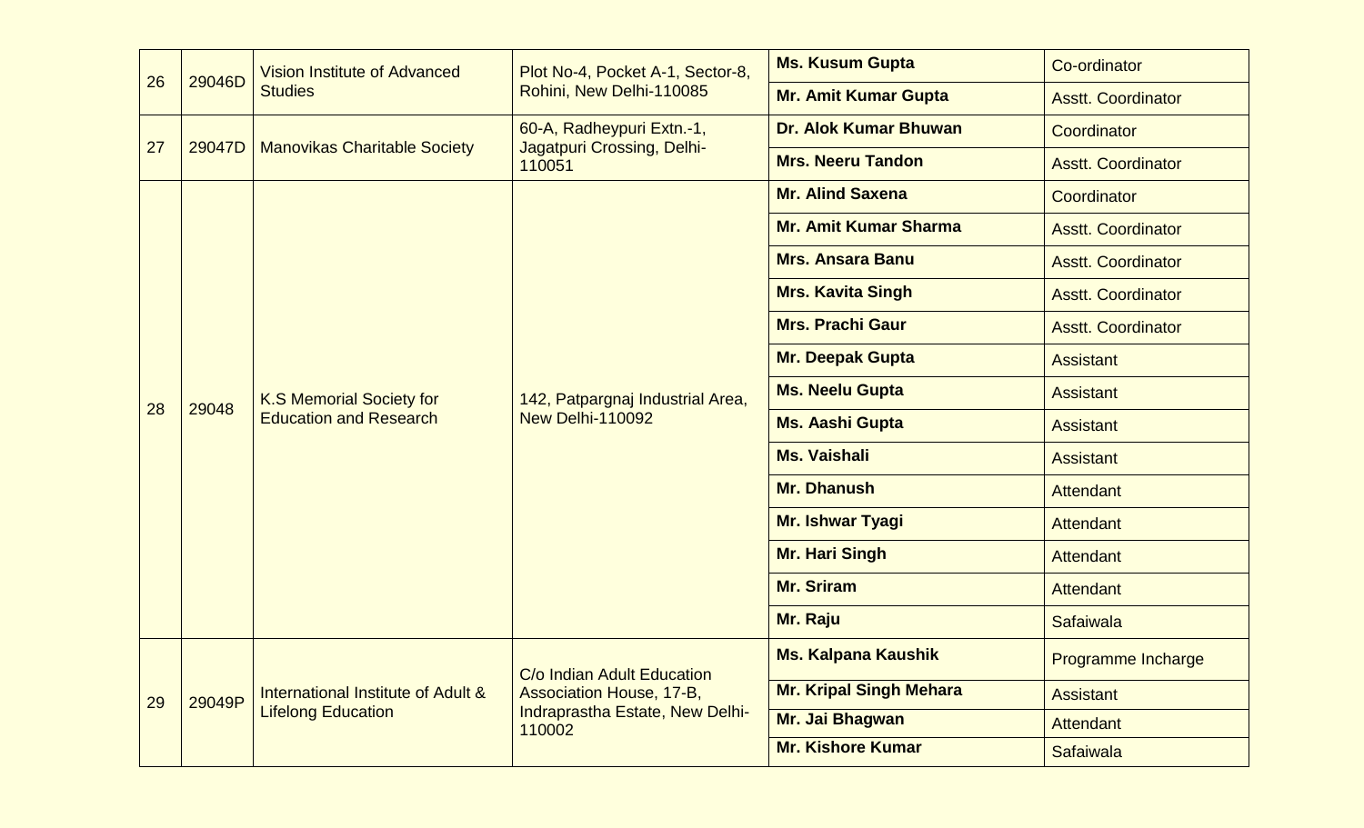| 26 | 29046D | Vision Institute of Advanced Studies | Plot No-4, Pocket A-1, Sector-8, Rohini, New Delhi-110085 | **Ms. Kusum Gupta** | Co-ordinator |
|---|---|---|---|---|---|
| | | | | **Mr. Amit Kumar Gupta** | Asstt. Coordinator |
| 27 | 29047D | Manovikas Charitable Society | 60-A, Radheypuri Extn.-1, Jagatpuri Crossing, Delhi-110051 | **Dr. Alok Kumar Bhuwan** | Coordinator |
| | | | | **Mrs. Neeru Tandon** | Asstt. Coordinator |
| 28 | 29048 | K.S Memorial Society for Education and Research | 142, Patpargnaj Industrial Area, New Delhi-110092 | **Mr. Alind Saxena** | Coordinator |
| | | | | **Mr. Amit Kumar Sharma** | Asstt. Coordinator |
| | | | | **Mrs. Ansara Banu** | Asstt. Coordinator |
| | | | | **Mrs. Kavita Singh** | Asstt. Coordinator |
| | | | | **Mrs. Prachi Gaur** | Asstt. Coordinator |
| | | | | **Mr. Deepak Gupta** | Assistant |
| | | | | **Ms. Neelu Gupta** | Assistant |
| | | | | **Ms. Aashi Gupta** | Assistant |
| | | | | **Ms. Vaishali** | Assistant |
| | | | | **Mr. Dhanush** | Attendant |
| | | | | **Mr. Ishwar Tyagi** | Attendant |
| | | | | **Mr. Hari Singh** | Attendant |
| | | | | **Mr. Sriram** | Attendant |
| | | | | **Mr. Raju** | Safaiwala |
| 29 | 29049P | International Institute of Adult & Lifelong Education | C/o Indian Adult Education Association House, 17-B, Indraprastha Estate, New Delhi-110002 | **Ms. Kalpana Kaushik** | Programme Incharge |
| | | | | **Mr. Kripal Singh Mehara** | Assistant |
| | | | | **Mr. Jai Bhagwan** | Attendant |
| | | | | **Mr. Kishore Kumar** | Safaiwala |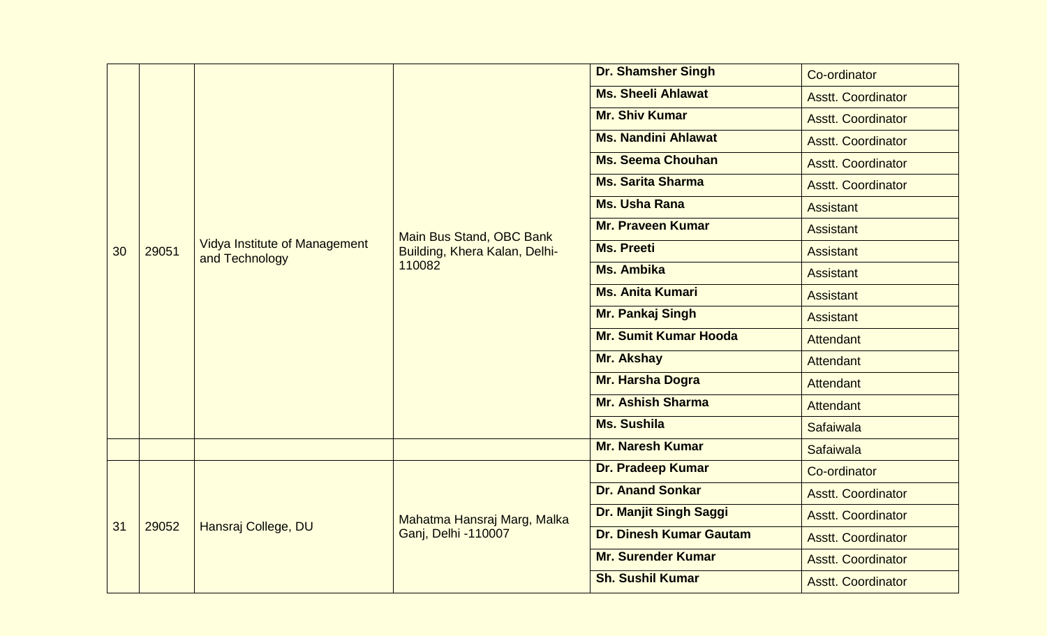| 30 | 29051 | Vidya Institute of Management and Technology | Main Bus Stand, OBC Bank Building, Khera Kalan, Delhi-110082 | **Dr. Shamsher Singh** | Co-ordinator |
|---|---|---|---|---|---|
| | | | | **Ms. Sheeli Ahlawat** | Asstt. Coordinator |
| | | | | **Mr. Shiv Kumar** | Asstt. Coordinator |
| | | | | **Ms. Nandini Ahlawat** | Asstt. Coordinator |
| | | | | **Ms. Seema Chouhan** | Asstt. Coordinator |
| | | | | **Ms. Sarita Sharma** | Asstt. Coordinator |
| | | | | **Ms. Usha Rana** | Assistant |
| | | | | **Mr. Praveen Kumar** | Assistant |
| | | | | **Ms. Preeti** | Assistant |
| | | | | **Ms. Ambika** | Assistant |
| | | | | **Ms. Anita Kumari** | Assistant |
| | | | | **Mr. Pankaj Singh** | Assistant |
| | | | | **Mr. Sumit Kumar Hooda** | Attendant |
| | | | | **Mr. Akshay** | Attendant |
| | | | | **Mr. Harsha Dogra** | Attendant |
| | | | | **Mr. Ashish Sharma** | Attendant |
| | | | | **Ms. Sushila** | Safaiwala |
| | | | | **Mr. Naresh Kumar** | Safaiwala |
| 31 | 29052 | Hansraj College, DU | Mahatma Hansraj Marg, Malka Ganj, Delhi -110007 | **Dr. Pradeep Kumar** | Co-ordinator |
| | | | | **Dr. Anand Sonkar** | Asstt. Coordinator |
| | | | | **Dr. Manjit Singh Saggi** | Asstt. Coordinator |
| | | | | **Dr. Dinesh Kumar Gautam** | Asstt. Coordinator |
| | | | | **Mr. Surender Kumar** | Asstt. Coordinator |
| | | | | **Sh. Sushil Kumar** | Asstt. Coordinator |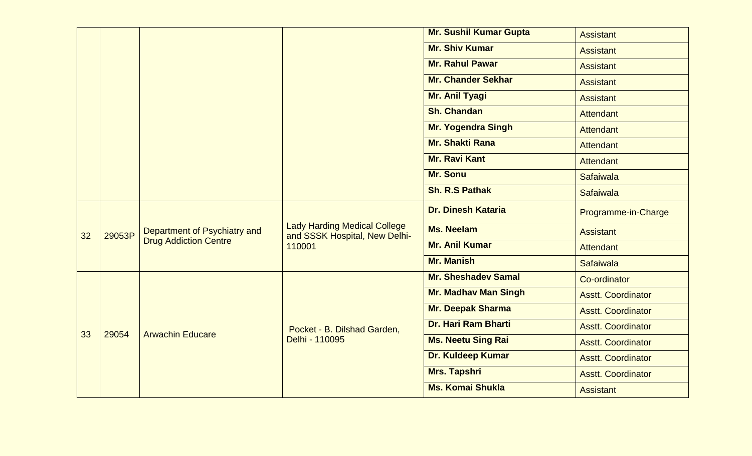| | | | | Mr. Sushil Kumar Gupta | Assistant |
|---|---|---|---|---|---|
| | | | | Mr. Shiv Kumar | Assistant |
| | | | | Mr. Rahul Pawar | Assistant |
| | | | | Mr. Chander Sekhar | Assistant |
| | | | | Mr. Anil Tyagi | Assistant |
| | | | | Sh. Chandan | Attendant |
| | | | | Mr. Yogendra Singh | Attendant |
| | | | | Mr. Shakti Rana | Attendant |
| | | | | Mr. Ravi Kant | Attendant |
| | | | | Mr. Sonu | Safaiwala |
| | | | | Sh. R.S Pathak | Safaiwala |
| 32 | 29053P | Department of Psychiatry and Drug Addiction Centre | Lady Harding Medical College and SSSK Hospital, New Delhi-110001 | Dr. Dinesh Kataria | Programme-in-Charge |
| | | | | Ms. Neelam | Assistant |
| | | | | Mr. Anil Kumar | Attendant |
| | | | | Mr. Manish | Safaiwala |
| 33 | 29054 | Arwachin Educare | Pocket - B. Dilshad Garden, Delhi - 110095 | Mr. Sheshadev Samal | Co-ordinator |
| | | | | Mr. Madhav Man Singh | Asstt. Coordinator |
| | | | | Mr. Deepak Sharma | Asstt. Coordinator |
| | | | | Dr. Hari Ram Bharti | Asstt. Coordinator |
| | | | | Ms. Neetu Sing Rai | Asstt. Coordinator |
| | | | | Dr. Kuldeep Kumar | Asstt. Coordinator |
| | | | | Mrs. Tapshri | Asstt. Coordinator |
| | | | | Ms. Komai Shukla | Assistant |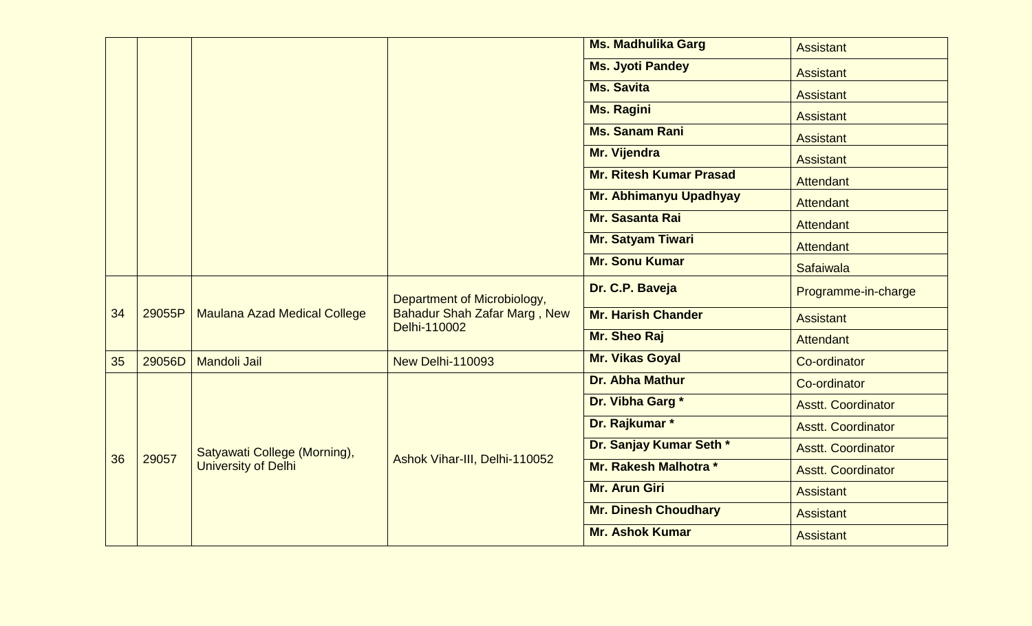| | | | | | |
|---|---|---|---|---|---|
| | | | | **Ms. Madhulika Garg** | Assistant |
| | | | | **Ms. Jyoti Pandey** | Assistant |
| | | | | **Ms. Savita** | Assistant |
| | | | | **Ms. Ragini** | Assistant |
| | | | | **Ms. Sanam Rani** | Assistant |
| | | | | **Mr. Vijendra** | Assistant |
| | | | | **Mr. Ritesh Kumar Prasad** | Attendant |
| | | | | **Mr. Abhimanyu Upadhyay** | Attendant |
| | | | | **Mr. Sasanta Rai** | Attendant |
| | | | | **Mr. Satyam Tiwari** | Attendant |
| | | | | **Mr. Sonu Kumar** | Safaiwala |
| 34 | 29055P | Maulana Azad Medical College | Department of Microbiology, Bahadur Shah Zafar Marg , New Delhi-110002 | **Dr. C.P. Baveja** | Programme-in-charge |
| | | | | **Mr. Harish Chander** | Assistant |
| | | | | **Mr. Sheo Raj** | Attendant |
| 35 | 29056D | Mandoli Jail | New Delhi-110093 | **Mr. Vikas Goyal** | Co-ordinator |
| 36 | 29057 | Satyawati College (Morning), University of Delhi | Ashok Vihar-III, Delhi-110052 | **Dr. Abha Mathur** | Co-ordinator |
| | | | | **Dr. Vibha Garg *** | Asstt. Coordinator |
| | | | | **Dr. Rajkumar *** | Asstt. Coordinator |
| | | | | **Dr. Sanjay Kumar Seth *** | Asstt. Coordinator |
| | | | | **Mr. Rakesh Malhotra *** | Asstt. Coordinator |
| | | | | **Mr. Arun Giri** | Assistant |
| | | | | **Mr. Dinesh Choudhary** | Assistant |
| | | | | **Mr. Ashok Kumar** | Assistant |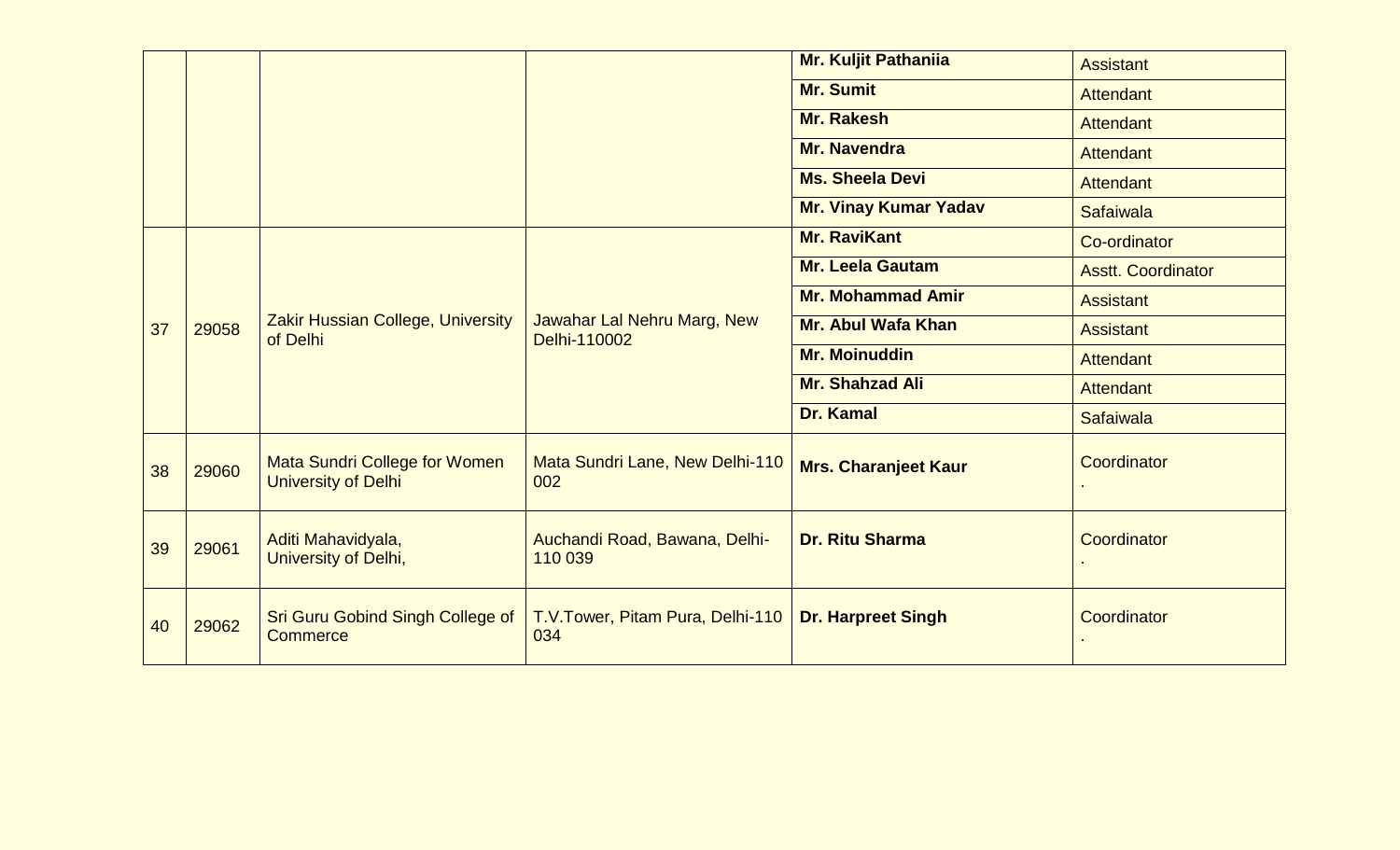| | | | | | |
|---|---|---|---|---|---|
| | | | | **Mr. Kuljit Pathaniia** | Assistant |
| | | | | **Mr. Sumit** | Attendant |
| | | | | **Mr. Rakesh** | Attendant |
| | | | | **Mr. Navendra** | Attendant |
| | | | | **Ms. Sheela Devi** | Attendant |
| | | | | **Mr. Vinay Kumar Yadav** | Safaiwala |
| 37 | 29058 | Zakir Hussian College, University of Delhi | Jawahar Lal Nehru Marg, New Delhi-110002 | **Mr. RaviKant** | Co-ordinator |
| | | | | **Mr. Leela Gautam** | Asstt. Coordinator |
| | | | | **Mr. Mohammad Amir** | Assistant |
| | | | | **Mr. Abul Wafa Khan** | Assistant |
| | | | | **Mr. Moinuddin** | Attendant |
| | | | | **Mr. Shahzad Ali** | Attendant |
| | | | | **Dr. Kamal** | Safaiwala |
| 38 | 29060 | Mata Sundri College for Women University of Delhi | Mata Sundri Lane, New Delhi-110 002 | **Mrs. Charanjeet Kaur** | Coordinator . |
| 39 | 29061 | Aditi Mahavidyala, University of Delhi, | Auchandi Road, Bawana, Delhi-110 039 | **Dr. Ritu Sharma** | Coordinator . |
| 40 | 29062 | Sri Guru Gobind Singh College of Commerce | T.V.Tower, Pitam Pura, Delhi-110 034 | **Dr. Harpreet Singh** | Coordinator . |